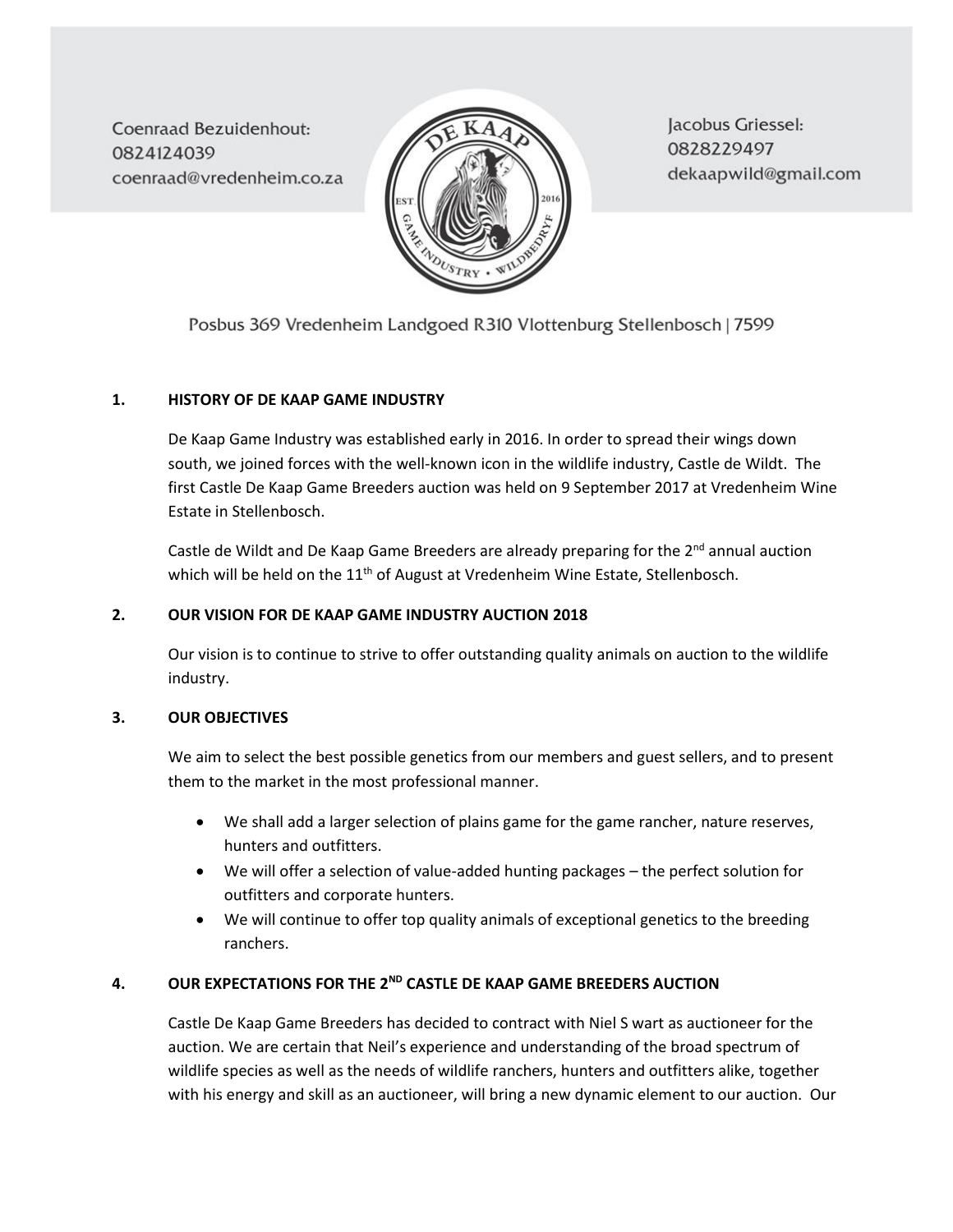Coenraad Bezuidenhout:
0824124039
coenraad@vredenheim.co.za

Jacobus Griessel:
0828229497
dekaapwild@gmail.com

Posbus 369 Vredenheim Landgoed R310 Vlottenburg Stellenbosch | 7599

## 1. HISTORY OF DE KAAP GAME INDUSTRY

De Kaap Game Industry was established early in 2016. In order to spread their wings down south, we joined forces with the well-known icon in the wildlife industry, Castle de Wildt. The first Castle De Kaap Game Breeders auction was held on 9 September 2017 at Vredenheim Wine Estate in Stellenbosch.

Castle de Wildt and De Kaap Game Breeders are already preparing for the 2nd annual auction which will be held on the 11th of August at Vredenheim Wine Estate, Stellenbosch.

## 2. OUR VISION FOR DE KAAP GAME INDUSTRY AUCTION 2018

Our vision is to continue to strive to offer outstanding quality animals on auction to the wildlife industry.

## 3. OUR OBJECTIVES

We aim to select the best possible genetics from our members and guest sellers, and to present them to the market in the most professional manner.

- We shall add a larger selection of plains game for the game rancher, nature reserves, hunters and outfitters.
- We will offer a selection of value-added hunting packages – the perfect solution for outfitters and corporate hunters.
- We will continue to offer top quality animals of exceptional genetics to the breeding ranchers.

## 4. OUR EXPECTATIONS FOR THE 2ND CASTLE DE KAAP GAME BREEDERS AUCTION

Castle De Kaap Game Breeders has decided to contract with Niel S wart as auctioneer for the auction. We are certain that Neil's experience and understanding of the broad spectrum of wildlife species as well as the needs of wildlife ranchers, hunters and outfitters alike, together with his energy and skill as an auctioneer, will bring a new dynamic element to our auction. Our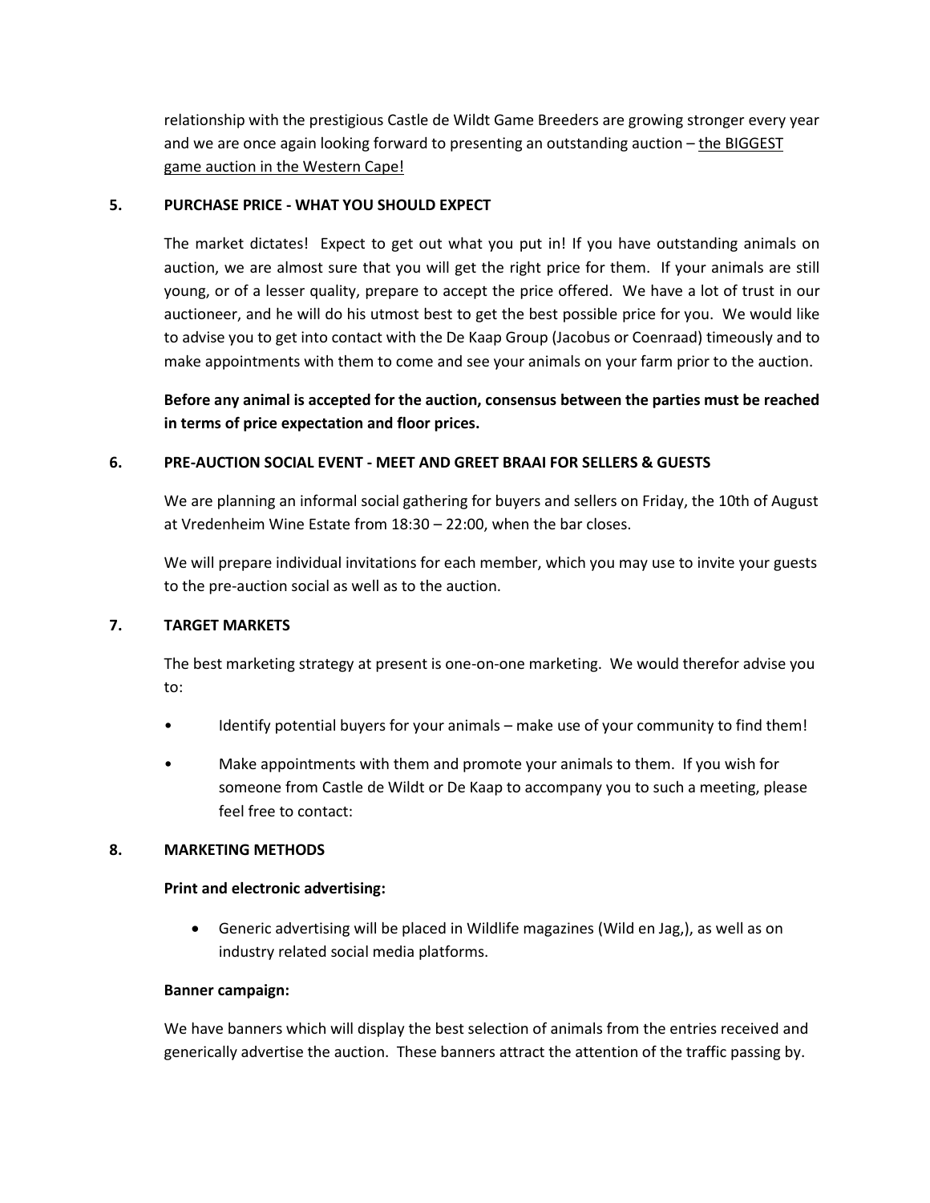relationship with the prestigious Castle de Wildt Game Breeders are growing stronger every year and we are once again looking forward to presenting an outstanding auction – <u>the BIGGEST game auction in the Western Cape!</u>

**5. PURCHASE PRICE - WHAT YOU SHOULD EXPECT**

The market dictates! Expect to get out what you put in! If you have outstanding animals on auction, we are almost sure that you will get the right price for them. If your animals are still young, or of a lesser quality, prepare to accept the price offered. We have a lot of trust in our auctioneer, and he will do his utmost best to get the best possible price for you. We would like to advise you to get into contact with the De Kaap Group (Jacobus or Coenraad) timeously and to make appointments with them to come and see your animals on your farm prior to the auction.

**Before any animal is accepted for the auction, consensus between the parties must be reached in terms of price expectation and floor prices.**

**6. PRE-AUCTION SOCIAL EVENT - MEET AND GREET BRAAI FOR SELLERS & GUESTS**

We are planning an informal social gathering for buyers and sellers on Friday, the 10th of August at Vredenheim Wine Estate from 18:30 – 22:00, when the bar closes.

We will prepare individual invitations for each member, which you may use to invite your guests to the pre-auction social as well as to the auction.

**7. TARGET MARKETS**

The best marketing strategy at present is one-on-one marketing. We would therefor advise you to:

- Identify potential buyers for your animals – make use of your community to find them!
- Make appointments with them and promote your animals to them. If you wish for someone from Castle de Wildt or De Kaap to accompany you to such a meeting, please feel free to contact:

**8. MARKETING METHODS**

**Print and electronic advertising:**

- Generic advertising will be placed in Wildlife magazines (Wild en Jag,), as well as on industry related social media platforms.

**Banner campaign:**

We have banners which will display the best selection of animals from the entries received and generically advertise the auction. These banners attract the attention of the traffic passing by.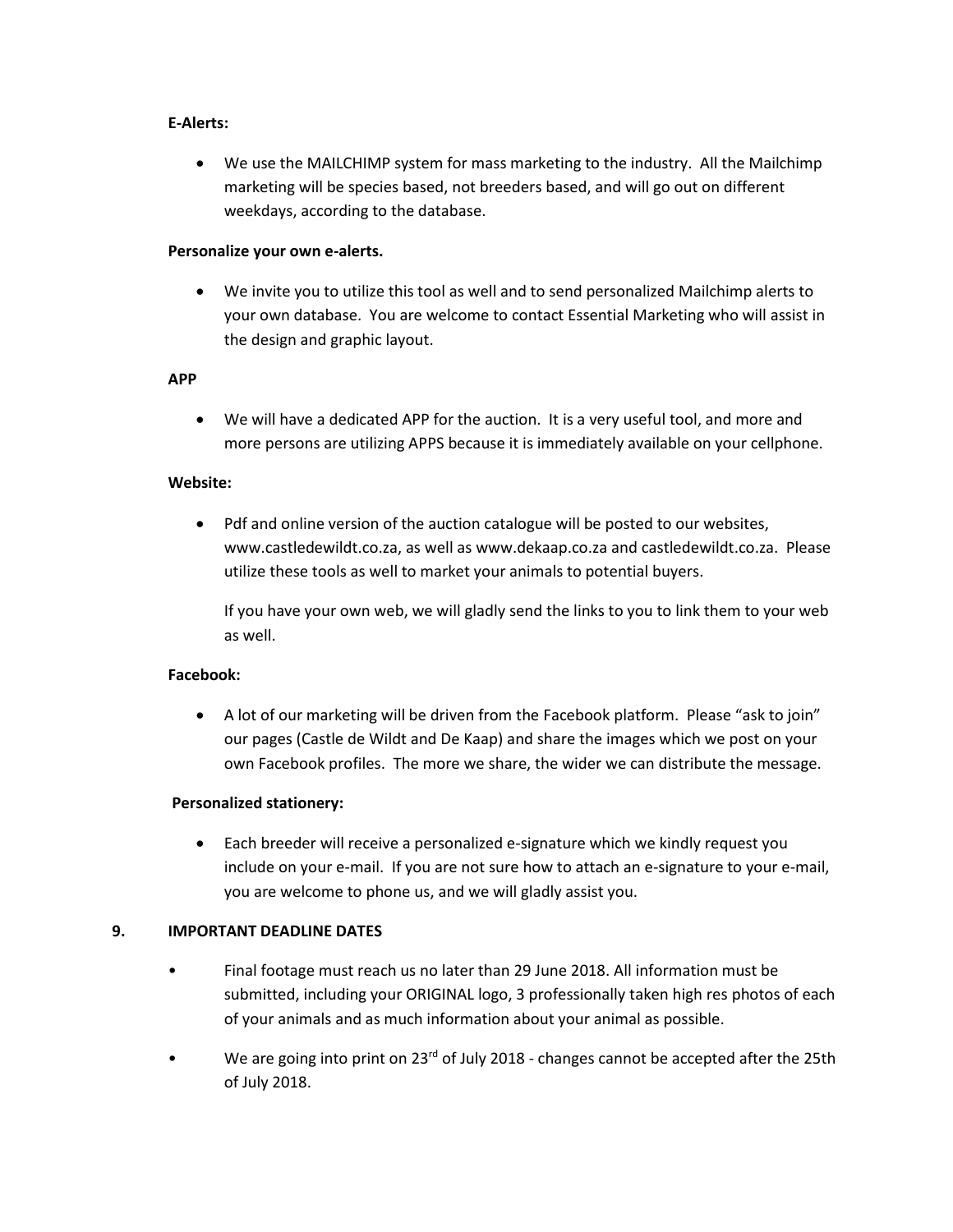**E-Alerts:**

- We use the MAILCHIMP system for mass marketing to the industry. All the Mailchimp marketing will be species based, not breeders based, and will go out on different weekdays, according to the database.

**Personalize your own e-alerts.**

- We invite you to utilize this tool as well and to send personalized Mailchimp alerts to your own database. You are welcome to contact Essential Marketing who will assist in the design and graphic layout.

**APP**

- We will have a dedicated APP for the auction. It is a very useful tool, and more and more persons are utilizing APPS because it is immediately available on your cellphone.

**Website:**

- Pdf and online version of the auction catalogue will be posted to our websites, www.castledewildt.co.za, as well as www.dekaap.co.za and castledewildt.co.za. Please utilize these tools as well to market your animals to potential buyers.

  If you have your own web, we will gladly send the links to you to link them to your web as well.

**Facebook:**

- A lot of our marketing will be driven from the Facebook platform. Please "ask to join" our pages (Castle de Wildt and De Kaap) and share the images which we post on your own Facebook profiles. The more we share, the wider we can distribute the message.

**Personalized stationery:**

- Each breeder will receive a personalized e-signature which we kindly request you include on your e-mail. If you are not sure how to attach an e-signature to your e-mail, you are welcome to phone us, and we will gladly assist you.

## 9. IMPORTANT DEADLINE DATES

- Final footage must reach us no later than 29 June 2018. All information must be submitted, including your ORIGINAL logo, 3 professionally taken high res photos of each of your animals and as much information about your animal as possible.
- We are going into print on 23rd of July 2018 - changes cannot be accepted after the 25th of July 2018.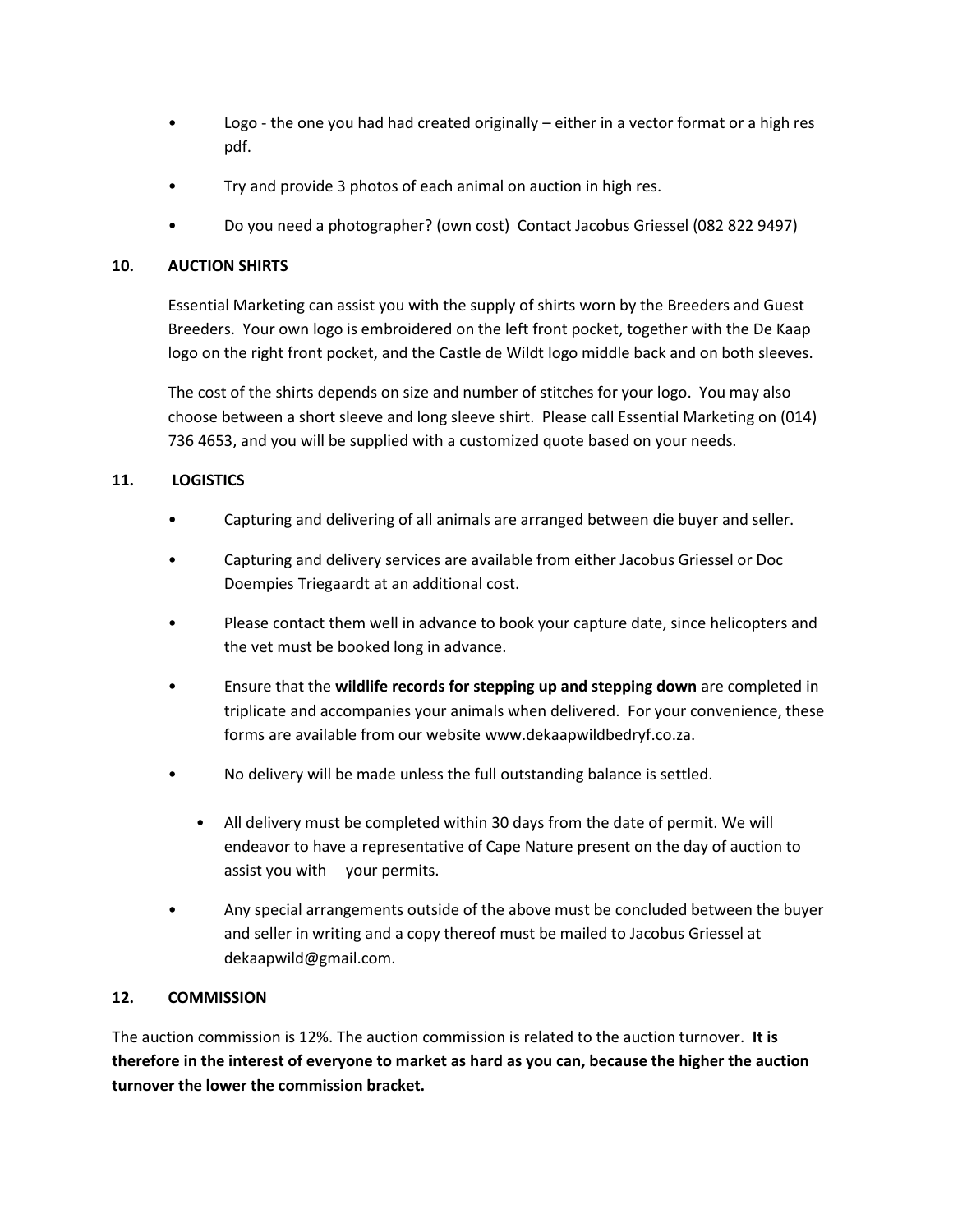- Logo - the one you had had created originally – either in a vector format or a high res pdf.
- Try and provide 3 photos of each animal on auction in high res.
- Do you need a photographer? (own cost) Contact Jacobus Griessel (082 822 9497)

## 10. AUCTION SHIRTS

Essential Marketing can assist you with the supply of shirts worn by the Breeders and Guest Breeders. Your own logo is embroidered on the left front pocket, together with the De Kaap logo on the right front pocket, and the Castle de Wildt logo middle back and on both sleeves.

The cost of the shirts depends on size and number of stitches for your logo. You may also choose between a short sleeve and long sleeve shirt. Please call Essential Marketing on (014) 736 4653, and you will be supplied with a customized quote based on your needs.

## 11. LOGISTICS

- Capturing and delivering of all animals are arranged between die buyer and seller.
- Capturing and delivery services are available from either Jacobus Griessel or Doc Doempies Triegaardt at an additional cost.
- Please contact them well in advance to book your capture date, since helicopters and the vet must be booked long in advance.
- Ensure that the **wildlife records for stepping up and stepping down** are completed in triplicate and accompanies your animals when delivered. For your convenience, these forms are available from our website www.dekaapwildbedryf.co.za.
- No delivery will be made unless the full outstanding balance is settled.
- All delivery must be completed within 30 days from the date of permit. We will endeavor to have a representative of Cape Nature present on the day of auction to assist you with your permits.
- Any special arrangements outside of the above must be concluded between the buyer and seller in writing and a copy thereof must be mailed to Jacobus Griessel at dekaapwild@gmail.com.

## 12. COMMISSION

The auction commission is 12%. The auction commission is related to the auction turnover. **It is therefore in the interest of everyone to market as hard as you can, because the higher the auction turnover the lower the commission bracket.**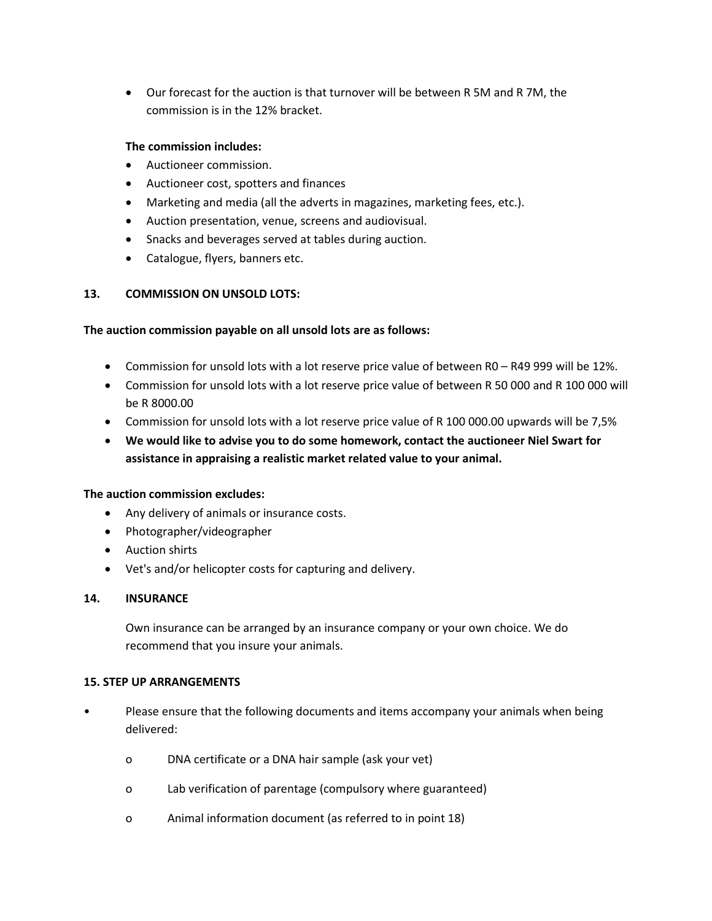- Our forecast for the auction is that turnover will be between R 5M and R 7M, the commission is in the 12% bracket.

**The commission includes:**

- Auctioneer commission.
- Auctioneer cost, spotters and finances
- Marketing and media (all the adverts in magazines, marketing fees, etc.).
- Auction presentation, venue, screens and audiovisual.
- Snacks and beverages served at tables during auction.
- Catalogue, flyers, banners etc.

## 13. COMMISSION ON UNSOLD LOTS:

**The auction commission payable on all unsold lots are as follows:**

- Commission for unsold lots with a lot reserve price value of between R0 – R49 999 will be 12%.
- Commission for unsold lots with a lot reserve price value of between R 50 000 and R 100 000 will be R 8000.00
- Commission for unsold lots with a lot reserve price value of R 100 000.00 upwards will be 7,5%
- **We would like to advise you to do some homework, contact the auctioneer Niel Swart for assistance in appraising a realistic market related value to your animal.**

**The auction commission excludes:**

- Any delivery of animals or insurance costs.
- Photographer/videographer
- Auction shirts
- Vet's and/or helicopter costs for capturing and delivery.

## 14. INSURANCE

Own insurance can be arranged by an insurance company or your own choice. We do recommend that you insure your animals.

## 15. STEP UP ARRANGEMENTS

- Please ensure that the following documents and items accompany your animals when being delivered:
  - DNA certificate or a DNA hair sample (ask your vet)
  - Lab verification of parentage (compulsory where guaranteed)
  - Animal information document (as referred to in point 18)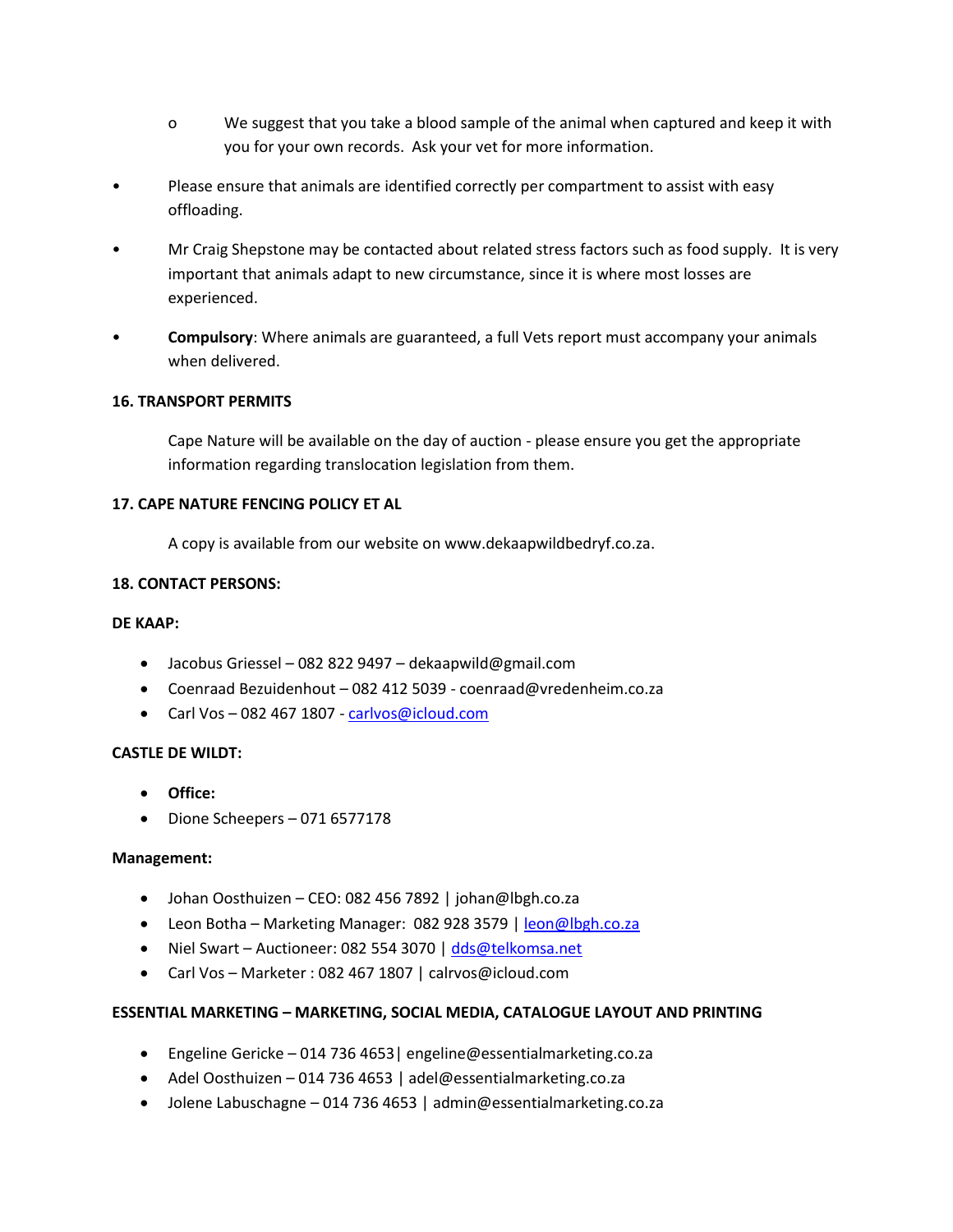- We suggest that you take a blood sample of the animal when captured and keep it with you for your own records. Ask your vet for more information.

- Please ensure that animals are identified correctly per compartment to assist with easy offloading.
- Mr Craig Shepstone may be contacted about related stress factors such as food supply. It is very important that animals adapt to new circumstance, since it is where most losses are experienced.
- **Compulsory**: Where animals are guaranteed, a full Vets report must accompany your animals when delivered.

**16. TRANSPORT PERMITS**

Cape Nature will be available on the day of auction - please ensure you get the appropriate information regarding translocation legislation from them.

**17. CAPE NATURE FENCING POLICY ET AL**

A copy is available from our website on www.dekaapwildbedryf.co.za.

**18. CONTACT PERSONS:**

**DE KAAP:**

- Jacobus Griessel – 082 822 9497 – dekaapwild@gmail.com
- Coenraad Bezuidenhout – 082 412 5039 - coenraad@vredenheim.co.za
- Carl Vos – 082 467 1807 - carlvos@icloud.com

**CASTLE DE WILDT:**

- **Office:**
- Dione Scheepers – 071 6577178

**Management:**

- Johan Oosthuizen – CEO: 082 456 7892 | johan@lbgh.co.za
- Leon Botha – Marketing Manager: 082 928 3579 | leon@lbgh.co.za
- Niel Swart – Auctioneer: 082 554 3070 | dds@telkomsa.net
- Carl Vos – Marketer : 082 467 1807 | calrvos@icloud.com

**ESSENTIAL MARKETING – MARKETING, SOCIAL MEDIA, CATALOGUE LAYOUT AND PRINTING**

- Engeline Gericke – 014 736 4653| engeline@essentialmarketing.co.za
- Adel Oosthuizen – 014 736 4653 | adel@essentialmarketing.co.za
- Jolene Labuschagne – 014 736 4653 | admin@essentialmarketing.co.za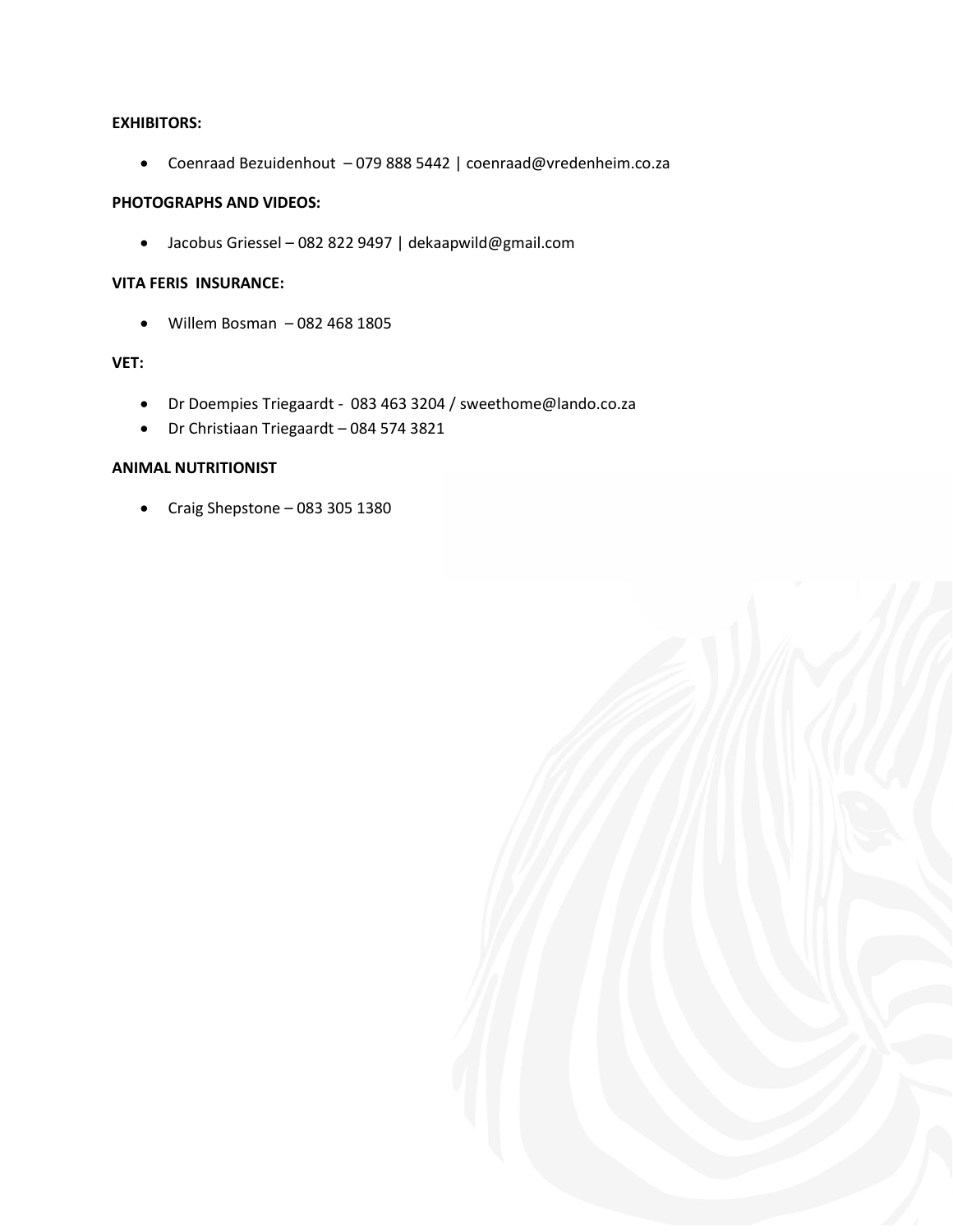**EXHIBITORS:**

- Coenraad Bezuidenhout – 079 888 5442 | coenraad@vredenheim.co.za

**PHOTOGRAPHS AND VIDEOS:**

- Jacobus Griessel – 082 822 9497 | dekaapwild@gmail.com

**VITA FERIS INSURANCE:**

- Willem Bosman – 082 468 1805

**VET:**

- Dr Doempies Triegaardt - 083 463 3204 / sweethome@lando.co.za
- Dr Christiaan Triegaardt – 084 574 3821

**ANIMAL NUTRITIONIST**

- Craig Shepstone – 083 305 1380